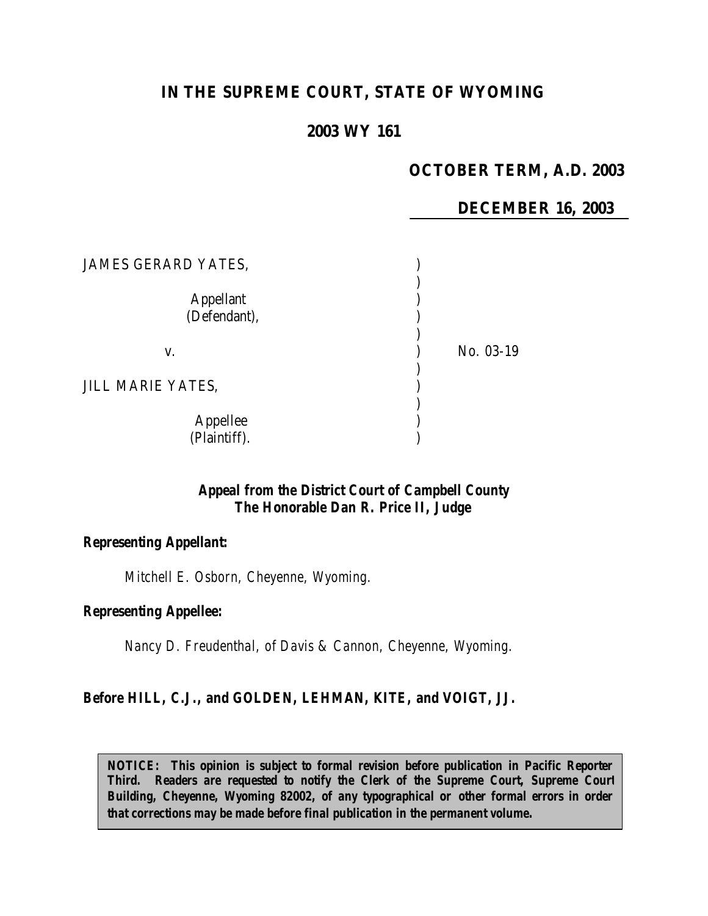# IN THE SUPREME COURT, STATE OF WYOMING

## 2003 WY 161

**OCTOBER TERM, A.D. 2003**

**DECEMBER 16, 2003**

JAMES GERARD YATES,

Appellant (Defendant),

v. No. 03-19

JILL MARIE YATES,

Appellee (Plaintiff).

***Appeal from the District Court of Campbell County***
***The Honorable Dan R. Price II, Judge***

***Representing Appellant:***

*Mitchell E. Osborn, Cheyenne, Wyoming.*

***Representing Appellee:***

*Nancy D. Freudenthal, of Davis & Cannon, Cheyenne, Wyoming.*

***Before HILL, C.J., and GOLDEN, LEHMAN, KITE, and VOIGT, JJ.***

**NOTICE: This opinion is subject to formal revision before publication in Pacific Reporter Third. Readers are requested to notify the Clerk of the Supreme Court, Supreme Court Building, Cheyenne, Wyoming 82002, of any typographical or other formal errors in order that corrections may be made before final publication in the permanent volume.**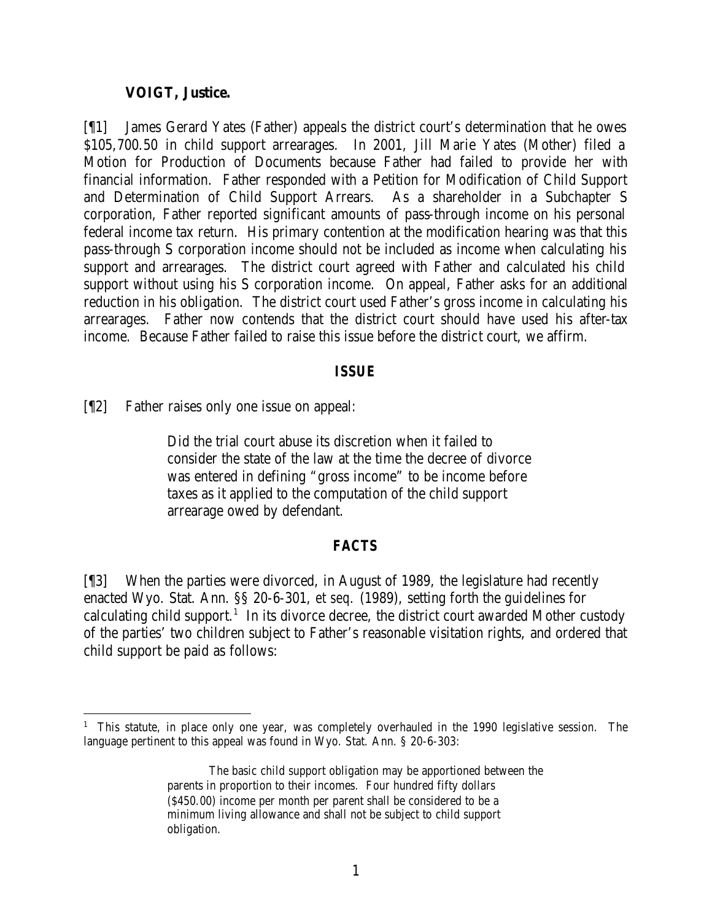**VOIGT, Justice.**

[¶1] James Gerard Yates (Father) appeals the district court's determination that he owes $105,700.50 in child support arrearages. In 2001, Jill Marie Yates (Mother) filed a Motion for Production of Documents because Father had failed to provide her with financial information. Father responded with a Petition for Modification of Child Support and Determination of Child Support Arrears. As a shareholder in a Subchapter S corporation, Father reported significant amounts of pass-through income on his personal federal income tax return. His primary contention at the modification hearing was that this pass-through S corporation income should not be included as income when calculating his support and arrearages. The district court agreed with Father and calculated his child support without using his S corporation income. On appeal, Father asks for an additional reduction in his obligation. The district court used Father's gross income in calculating his arrearages. Father now contends that the district court should have used his after-tax income. Because Father failed to raise this issue before the district court, we affirm.

## *ISSUE*

[¶2] Father raises only one issue on appeal:

> Did the trial court abuse its discretion when it failed to consider the state of the law at the time the decree of divorce was entered in defining "gross income" to be income before taxes as it applied to the computation of the child support arrearage owed by defendant.

## *FACTS*

[¶3] When the parties were divorced, in August of 1989, the legislature had recently enacted Wyo. Stat. Ann. §§ 20-6-301, *et seq.* (1989), setting forth the guidelines for calculating child support.[1] In its divorce decree, the district court awarded Mother custody of the parties' two children subject to Father's reasonable visitation rights, and ordered that child support be paid as follows:

---

[1] This statute, in place only one year, was completely overhauled in the 1990 legislative session. The language pertinent to this appeal was found in Wyo. Stat. Ann. § 20-6-303:

> The basic child support obligation may be apportioned between the parents in proportion to their incomes. Four hundred fifty dollars ($450.00) income per month per parent shall be considered to be a minimum living allowance and shall not be subject to child support obligation.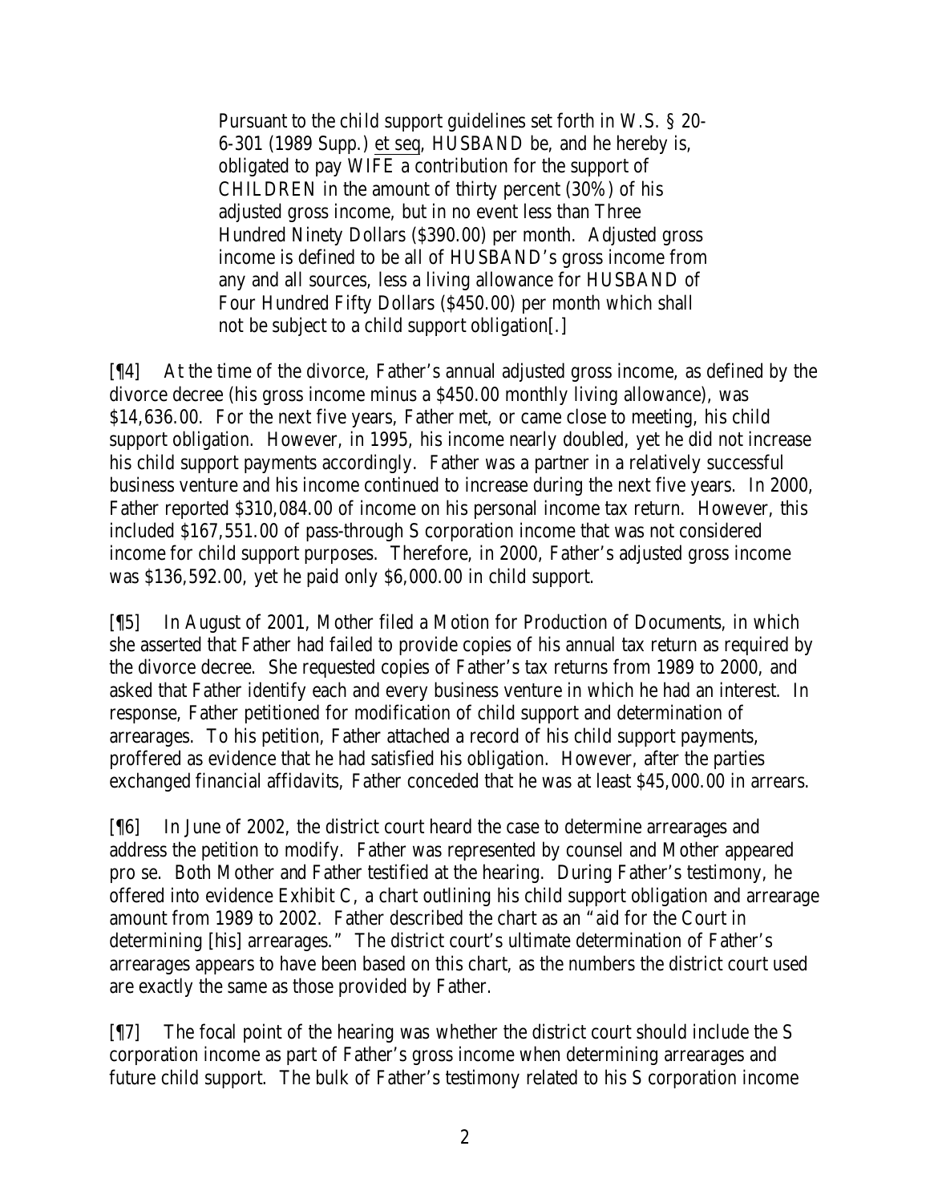> Pursuant to the child support guidelines set forth in W.S. § 20-6-301 (1989 Supp.) et seq, HUSBAND be, and he hereby is, obligated to pay WIFE a contribution for the support of CHILDREN in the amount of thirty percent (30%) of his adjusted gross income, but in no event less than Three Hundred Ninety Dollars ($390.00) per month. Adjusted gross income is defined to be all of HUSBAND's gross income from any and all sources, less a living allowance for HUSBAND of Four Hundred Fifty Dollars ($450.00) per month which shall not be subject to a child support obligation[.]

[¶4] At the time of the divorce, Father's annual adjusted gross income, as defined by the divorce decree (his gross income minus a $450.00 monthly living allowance), was $14,636.00. For the next five years, Father met, or came close to meeting, his child support obligation. However, in 1995, his income nearly doubled, yet he did not increase his child support payments accordingly. Father was a partner in a relatively successful business venture and his income continued to increase during the next five years. In 2000, Father reported $310,084.00 of income on his personal income tax return. However, this included $167,551.00 of pass-through S corporation income that was not considered income for child support purposes. Therefore, in 2000, Father's adjusted gross income was $136,592.00, yet he paid only $6,000.00 in child support.

[¶5] In August of 2001, Mother filed a Motion for Production of Documents, in which she asserted that Father had failed to provide copies of his annual tax return as required by the divorce decree. She requested copies of Father's tax returns from 1989 to 2000, and asked that Father identify each and every business venture in which he had an interest. In response, Father petitioned for modification of child support and determination of arrearages. To his petition, Father attached a record of his child support payments, proffered as evidence that he had satisfied his obligation. However, after the parties exchanged financial affidavits, Father conceded that he was at least $45,000.00 in arrears.

[¶6] In June of 2002, the district court heard the case to determine arrearages and address the petition to modify. Father was represented by counsel and Mother appeared pro se. Both Mother and Father testified at the hearing. During Father's testimony, he offered into evidence Exhibit C, a chart outlining his child support obligation and arrearage amount from 1989 to 2002. Father described the chart as an "aid for the Court in determining [his] arrearages." The district court's ultimate determination of Father's arrearages appears to have been based on this chart, as the numbers the district court used are exactly the same as those provided by Father.

[¶7] The focal point of the hearing was whether the district court should include the S corporation income as part of Father's gross income when determining arrearages and future child support. The bulk of Father's testimony related to his S corporation income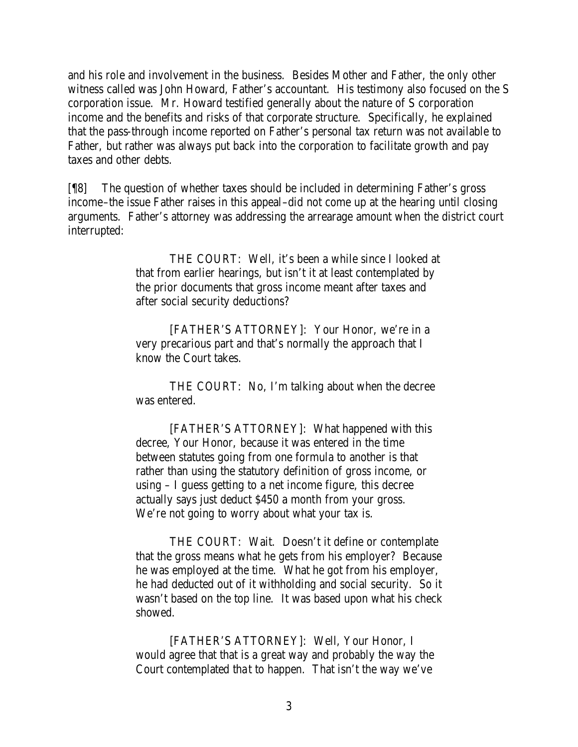and his role and involvement in the business. Besides Mother and Father, the only other witness called was John Howard, Father's accountant. His testimony also focused on the S corporation issue. Mr. Howard testified generally about the nature of S corporation income and the benefits and risks of that corporate structure. Specifically, he explained that the pass-through income reported on Father's personal tax return was not available to Father, but rather was always put back into the corporation to facilitate growth and pay taxes and other debts.

[¶8] The question of whether taxes should be included in determining Father's gross income–the issue Father raises in this appeal–did not come up at the hearing until closing arguments. Father's attorney was addressing the arrearage amount when the district court interrupted:

> THE COURT: Well, it's been a while since I looked at that from earlier hearings, but isn't it at least contemplated by the prior documents that gross income meant after taxes and after social security deductions?
>
> [FATHER'S ATTORNEY]: Your Honor, we're in a very precarious part and that's normally the approach that I know the Court takes.
>
> THE COURT: No, I'm talking about when the decree was entered.
>
> [FATHER'S ATTORNEY]: What happened with this decree, Your Honor, because it was entered in the time between statutes going from one formula to another is that rather than using the statutory definition of gross income, or using – I guess getting to a net income figure, this decree actually says just deduct $450 a month from your gross. We're not going to worry about what your tax is.
>
> THE COURT: Wait. Doesn't it define or contemplate that the gross means what he gets from his employer? Because he was employed at the time. What he got from his employer, he had deducted out of it withholding and social security. So it wasn't based on the top line. It was based upon what his check showed.
>
> [FATHER'S ATTORNEY]: Well, Your Honor, I would agree that that is a great way and probably the way the Court contemplated that to happen. That isn't the way we've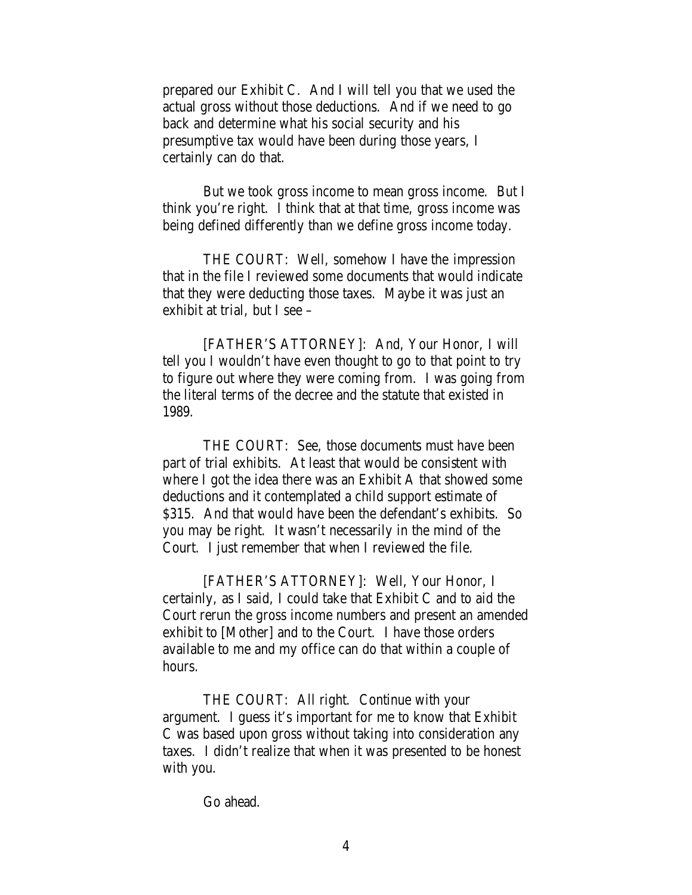prepared our Exhibit C. And I will tell you that we used the actual gross without those deductions. And if we need to go back and determine what his social security and his presumptive tax would have been during those years, I certainly can do that.

But we took gross income to mean gross income. But I think you're right. I think that at that time, gross income was being defined differently than we define gross income today.

THE COURT: Well, somehow I have the impression that in the file I reviewed some documents that would indicate that they were deducting those taxes. Maybe it was just an exhibit at trial, but I see –

[FATHER'S ATTORNEY]: And, Your Honor, I will tell you I wouldn't have even thought to go to that point to try to figure out where they were coming from. I was going from the literal terms of the decree and the statute that existed in 1989.

THE COURT: See, those documents must have been part of trial exhibits. At least that would be consistent with where I got the idea there was an Exhibit A that showed some deductions and it contemplated a child support estimate of $315. And that would have been the defendant's exhibits. So you may be right. It wasn't necessarily in the mind of the Court. I just remember that when I reviewed the file.

[FATHER'S ATTORNEY]: Well, Your Honor, I certainly, as I said, I could take that Exhibit C and to aid the Court rerun the gross income numbers and present an amended exhibit to [Mother] and to the Court. I have those orders available to me and my office can do that within a couple of hours.

THE COURT: All right. Continue with your argument. I guess it's important for me to know that Exhibit C was based upon gross without taking into consideration any taxes. I didn't realize that when it was presented to be honest with you.

Go ahead.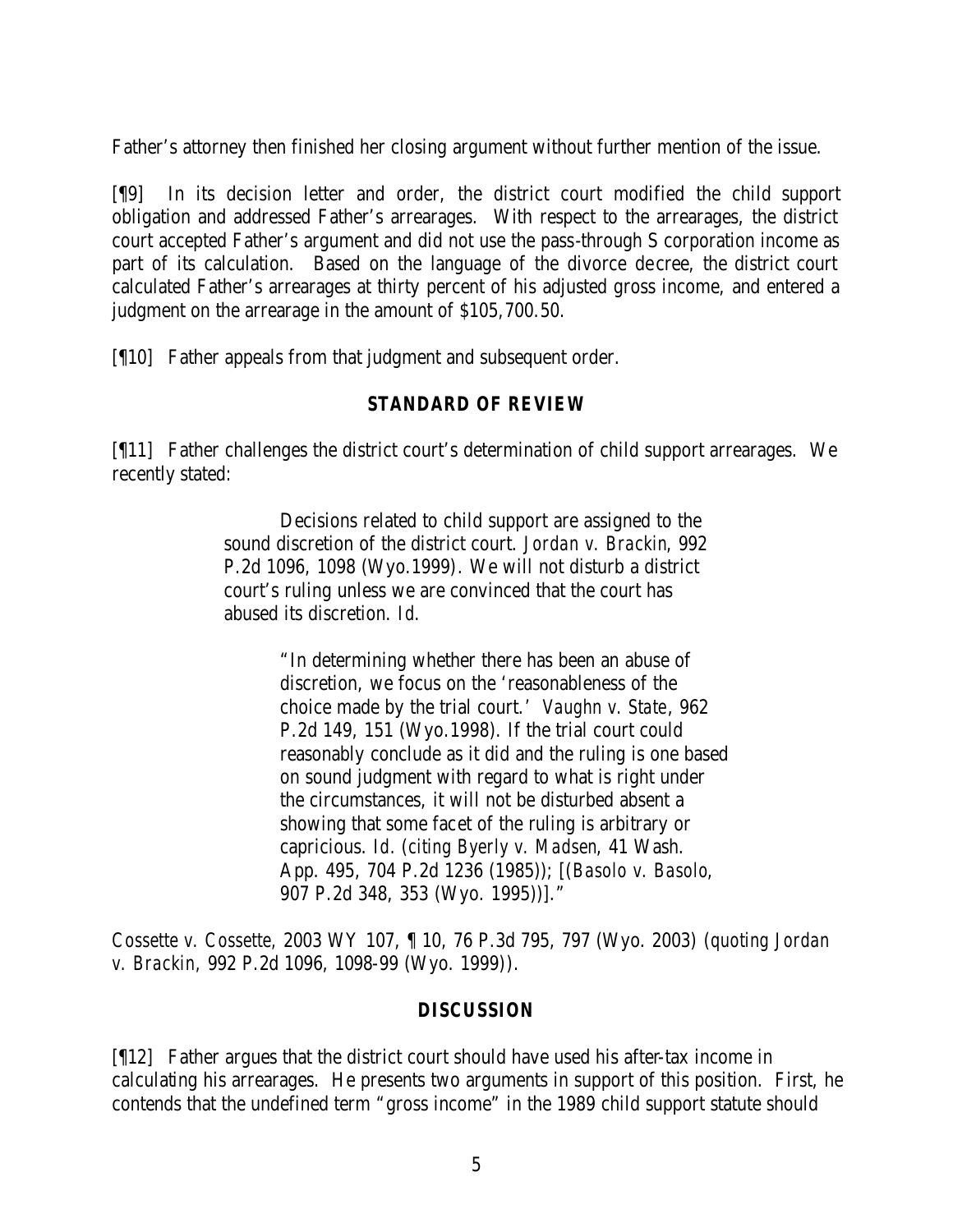Father's attorney then finished her closing argument without further mention of the issue.

[¶9] In its decision letter and order, the district court modified the child support obligation and addressed Father's arrearages. With respect to the arrearages, the district court accepted Father's argument and did not use the pass-through S corporation income as part of its calculation. Based on the language of the divorce decree, the district court calculated Father's arrearages at thirty percent of his adjusted gross income, and entered a judgment on the arrearage in the amount of $105,700.50.

[¶10] Father appeals from that judgment and subsequent order.

## STANDARD OF REVIEW

[¶11] Father challenges the district court's determination of child support arrearages. We recently stated:

> Decisions related to child support are assigned to the sound discretion of the district court. *Jordan v. Brackin*, 992 P.2d 1096, 1098 (Wyo.1999). We will not disturb a district court's ruling unless we are convinced that the court has abused its discretion. *Id.*
>
> > "In determining whether there has been an abuse of discretion, we focus on the 'reasonableness of the choice made by the trial court.' *Vaughn v. State*, 962 P.2d 149, 151 (Wyo.1998). If the trial court could reasonably conclude as it did and the ruling is one based on sound judgment with regard to what is right under the circumstances, it will not be disturbed absent a showing that some facet of the ruling is arbitrary or capricious. *Id.* (*citing Byerly v. Madsen*, 41 Wash. App. 495, 704 P.2d 1236 (1985)); [(*Basolo v. Basolo*, 907 P.2d 348, 353 (Wyo. 1995))]."

*Cossette v. Cossette*, 2003 WY 107, ¶ 10, 76 P.3d 795, 797 (Wyo. 2003) (*quoting Jordan v. Brackin*, 992 P.2d 1096, 1098-99 (Wyo. 1999)).

## DISCUSSION

[¶12] Father argues that the district court should have used his after-tax income in calculating his arrearages. He presents two arguments in support of this position. First, he contends that the undefined term "gross income" in the 1989 child support statute should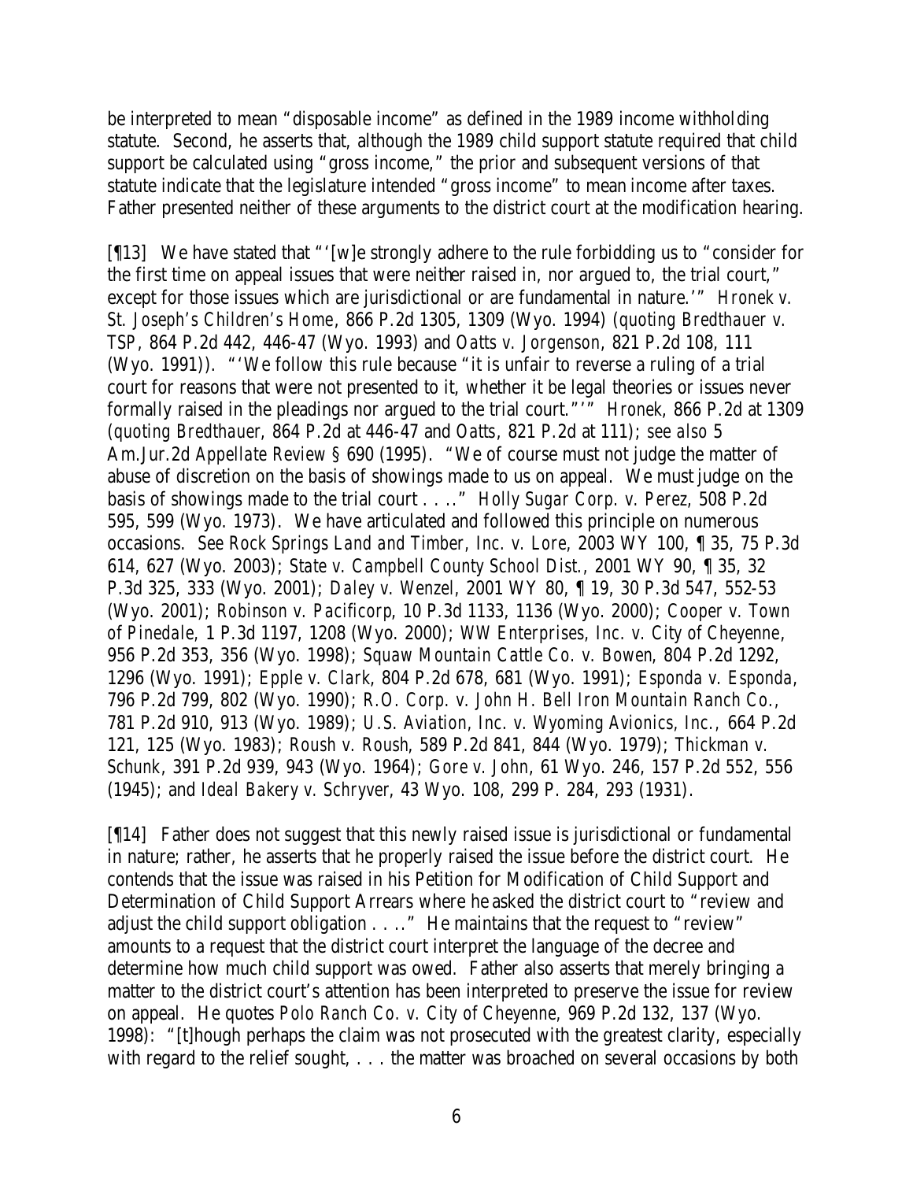be interpreted to mean "disposable income" as defined in the 1989 income withholding statute. Second, he asserts that, although the 1989 child support statute required that child support be calculated using "gross income," the prior and subsequent versions of that statute indicate that the legislature intended "gross income" to mean income after taxes. Father presented neither of these arguments to the district court at the modification hearing.

[¶13] We have stated that "'[w]e strongly adhere to the rule forbidding us to "consider for the first time on appeal issues that were neither raised in, nor argued to, the trial court," except for those issues which are jurisdictional or are fundamental in nature.'" *Hronek v. St. Joseph's Children's Home*, 866 P.2d 1305, 1309 (Wyo. 1994) (*quoting Bredthauer v. TSP*, 864 P.2d 442, 446-47 (Wyo. 1993) and *Oatts v. Jorgenson*, 821 P.2d 108, 111 (Wyo. 1991)). "'We follow this rule because "it is unfair to reverse a ruling of a trial court for reasons that were not presented to it, whether it be legal theories or issues never formally raised in the pleadings nor argued to the trial court."'" *Hronek*, 866 P.2d at 1309 (*quoting Bredthauer*, 864 P.2d at 446-47 and *Oatts*, 821 P.2d at 111); *see also* 5 Am.Jur.2d *Appellate Review* § 690 (1995). "We of course must not judge the matter of abuse of discretion on the basis of showings made to us on appeal. We must judge on the basis of showings made to the trial court . . . ." *Holly Sugar Corp. v. Perez*, 508 P.2d 595, 599 (Wyo. 1973). We have articulated and followed this principle on numerous occasions. *See Rock Springs Land and Timber, Inc. v. Lore*, 2003 WY 100, ¶ 35, 75 P.3d 614, 627 (Wyo. 2003); *State v. Campbell County School Dist.*, 2001 WY 90, ¶ 35, 32 P.3d 325, 333 (Wyo. 2001); *Daley v. Wenzel*, 2001 WY 80, ¶ 19, 30 P.3d 547, 552-53 (Wyo. 2001); *Robinson v. Pacificorp*, 10 P.3d 1133, 1136 (Wyo. 2000); *Cooper v. Town of Pinedale*, 1 P.3d 1197, 1208 (Wyo. 2000); *WW Enterprises, Inc. v. City of Cheyenne*, 956 P.2d 353, 356 (Wyo. 1998); *Squaw Mountain Cattle Co. v. Bowen*, 804 P.2d 1292, 1296 (Wyo. 1991); *Epple v. Clark*, 804 P.2d 678, 681 (Wyo. 1991); *Esponda v. Esponda*, 796 P.2d 799, 802 (Wyo. 1990); *R.O. Corp. v. John H. Bell Iron Mountain Ranch Co.*, 781 P.2d 910, 913 (Wyo. 1989); *U.S. Aviation, Inc. v. Wyoming Avionics, Inc.*, 664 P.2d 121, 125 (Wyo. 1983); *Roush v. Roush*, 589 P.2d 841, 844 (Wyo. 1979); *Thickman v. Schunk*, 391 P.2d 939, 943 (Wyo. 1964); *Gore v. John*, 61 Wyo. 246, 157 P.2d 552, 556 (1945); and *Ideal Bakery v. Schryver*, 43 Wyo. 108, 299 P. 284, 293 (1931).

[¶14] Father does not suggest that this newly raised issue is jurisdictional or fundamental in nature; rather, he asserts that he properly raised the issue before the district court. He contends that the issue was raised in his Petition for Modification of Child Support and Determination of Child Support Arrears where he asked the district court to "review and adjust the child support obligation . . . ." He maintains that the request to "review" amounts to a request that the district court interpret the language of the decree and determine how much child support was owed. Father also asserts that merely bringing a matter to the district court's attention has been interpreted to preserve the issue for review on appeal. He quotes *Polo Ranch Co. v. City of Cheyenne*, 969 P.2d 132, 137 (Wyo. 1998): "[t]hough perhaps the claim was not prosecuted with the greatest clarity, especially with regard to the relief sought, . . . the matter was broached on several occasions by both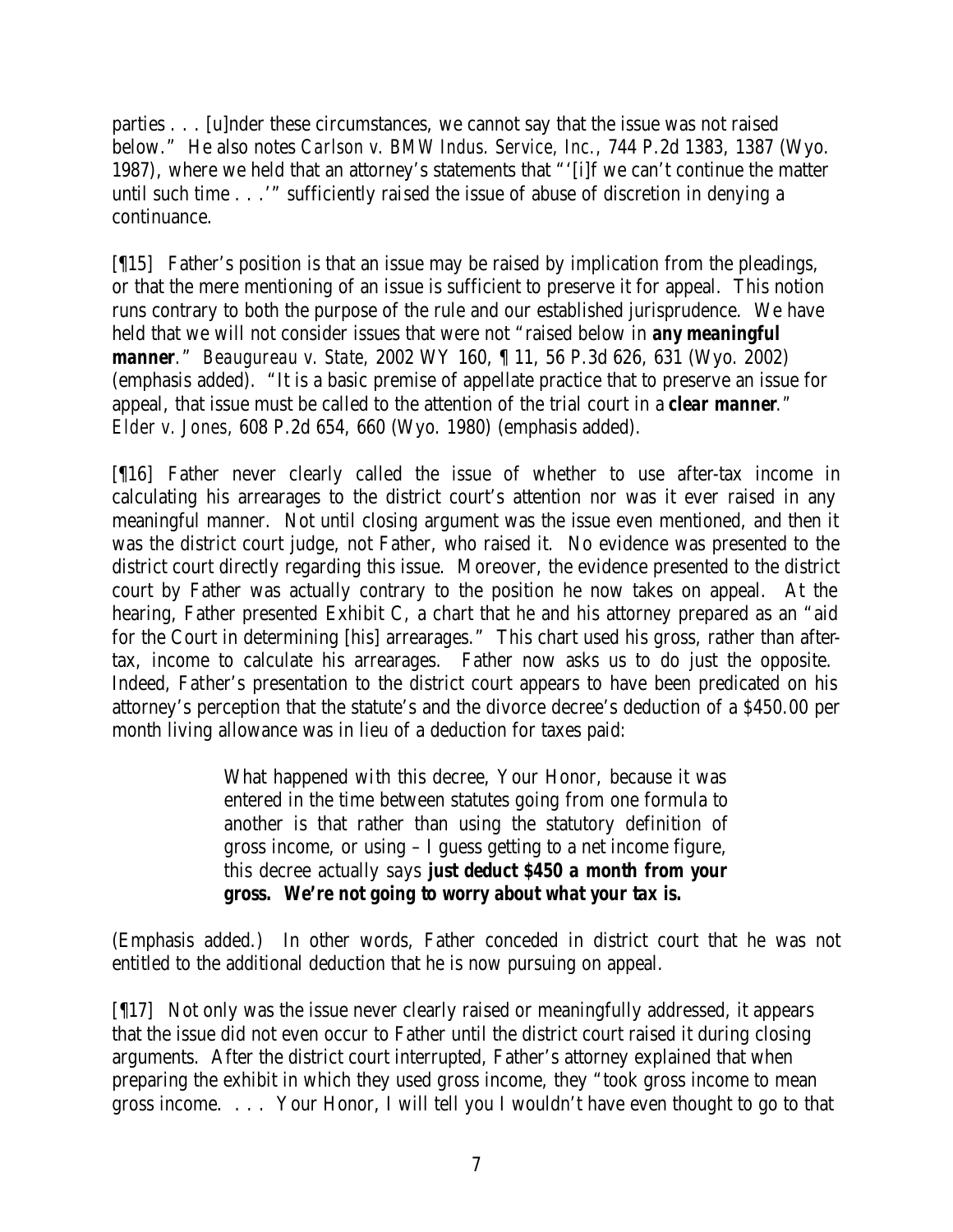parties . . . [u]nder these circumstances, we cannot say that the issue was not raised below." He also notes *Carlson v. BMW Indus. Service, Inc.*, 744 P.2d 1383, 1387 (Wyo. 1987), where we held that an attorney's statements that "'[i]f we can't continue the matter until such time . . .'" sufficiently raised the issue of abuse of discretion in denying a continuance.

[¶15] Father's position is that an issue may be raised by implication from the pleadings, or that the mere mentioning of an issue is sufficient to preserve it for appeal. This notion runs contrary to both the purpose of the rule and our established jurisprudence. We have held that we will not consider issues that were not "raised below in ***any meaningful manner***." *Beaugureau v. State*, 2002 WY 160, ¶ 11, 56 P.3d 626, 631 (Wyo. 2002) (emphasis added). "It is a basic premise of appellate practice that to preserve an issue for appeal, that issue must be called to the attention of the trial court in a ***clear manner***." *Elder v. Jones*, 608 P.2d 654, 660 (Wyo. 1980) (emphasis added).

[¶16] Father never clearly called the issue of whether to use after-tax income in calculating his arrearages to the district court's attention nor was it ever raised in any meaningful manner. Not until closing argument was the issue even mentioned, and then it was the district court judge, not Father, who raised it. No evidence was presented to the district court directly regarding this issue. Moreover, the evidence presented to the district court by Father was actually contrary to the position he now takes on appeal. At the hearing, Father presented Exhibit C, a chart that he and his attorney prepared as an "aid for the Court in determining [his] arrearages." This chart used his gross, rather than after-tax, income to calculate his arrearages. Father now asks us to do just the opposite. Indeed, Father's presentation to the district court appears to have been predicated on his attorney's perception that the statute's and the divorce decree's deduction of a $450.00 per month living allowance was in lieu of a deduction for taxes paid:

> What happened with this decree, Your Honor, because it was entered in the time between statutes going from one formula to another is that rather than using the statutory definition of gross income, or using – I guess getting to a net income figure, this decree actually says ***just deduct $450 a month from your gross. We're not going to worry about what your tax is.***

(Emphasis added.) In other words, Father conceded in district court that he was not entitled to the additional deduction that he is now pursuing on appeal.

[¶17] Not only was the issue never clearly raised or meaningfully addressed, it appears that the issue did not even occur to Father until the district court raised it during closing arguments. After the district court interrupted, Father's attorney explained that when preparing the exhibit in which they used gross income, they "took gross income to mean gross income. . . . Your Honor, I will tell you I wouldn't have even thought to go to that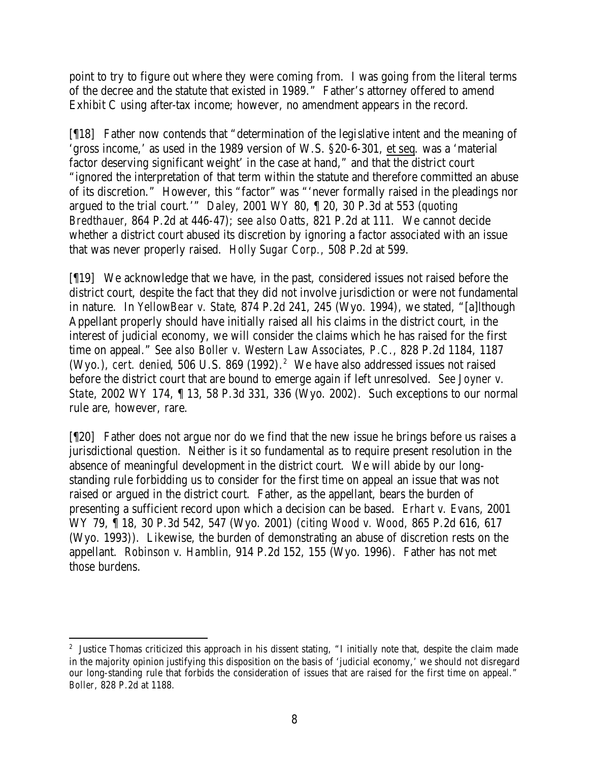point to try to figure out where they were coming from. I was going from the literal terms of the decree and the statute that existed in 1989." Father's attorney offered to amend Exhibit C using after-tax income; however, no amendment appears in the record.

[¶18] Father now contends that "determination of the legislative intent and the meaning of 'gross income,' as used in the 1989 version of W.S. §20-6-301, et seq. was a 'material factor deserving significant weight' in the case at hand," and that the district court "ignored the interpretation of that term within the statute and therefore committed an abuse of its discretion." However, this "factor" was "'never formally raised in the pleadings nor argued to the trial court.'" *Daley*, 2001 WY 80, ¶ 20, 30 P.3d at 553 (*quoting Bredthauer*, 864 P.2d at 446-47); *see also Oatts*, 821 P.2d at 111. We cannot decide whether a district court abused its discretion by ignoring a factor associated with an issue that was never properly raised. *Holly Sugar Corp.*, 508 P.2d at 599.

[¶19] We acknowledge that we have, in the past, considered issues not raised before the district court, despite the fact that they did not involve jurisdiction or were not fundamental in nature. In *YellowBear v. State*, 874 P.2d 241, 245 (Wyo. 1994), we stated, "[a]lthough Appellant properly should have initially raised all his claims in the district court, in the interest of judicial economy, we will consider the claims which he has raised for the first time on appeal." *See also Boller v. Western Law Associates, P.C.*, 828 P.2d 1184, 1187 (Wyo.), *cert. denied*, 506 U.S. 869 (1992).[2] We have also addressed issues not raised before the district court that are bound to emerge again if left unresolved. *See Joyner v. State*, 2002 WY 174, ¶ 13, 58 P.3d 331, 336 (Wyo. 2002). Such exceptions to our normal rule are, however, rare.

[¶20] Father does not argue nor do we find that the new issue he brings before us raises a jurisdictional question. Neither is it so fundamental as to require present resolution in the absence of meaningful development in the district court. We will abide by our long-standing rule forbidding us to consider for the first time on appeal an issue that was not raised or argued in the district court. Father, as the appellant, bears the burden of presenting a sufficient record upon which a decision can be based. *Erhart v. Evans*, 2001 WY 79, ¶ 18, 30 P.3d 542, 547 (Wyo. 2001) (*citing Wood v. Wood*, 865 P.2d 616, 617 (Wyo. 1993)). Likewise, the burden of demonstrating an abuse of discretion rests on the appellant. *Robinson v. Hamblin*, 914 P.2d 152, 155 (Wyo. 1996). Father has not met those burdens.

---

[2] Justice Thomas criticized this approach in his dissent stating, "I initially note that, despite the claim made in the majority opinion justifying this disposition on the basis of 'judicial economy,' we should not disregard our long-standing rule that forbids the consideration of issues that are raised for the first time on appeal." *Boller*, 828 P.2d at 1188.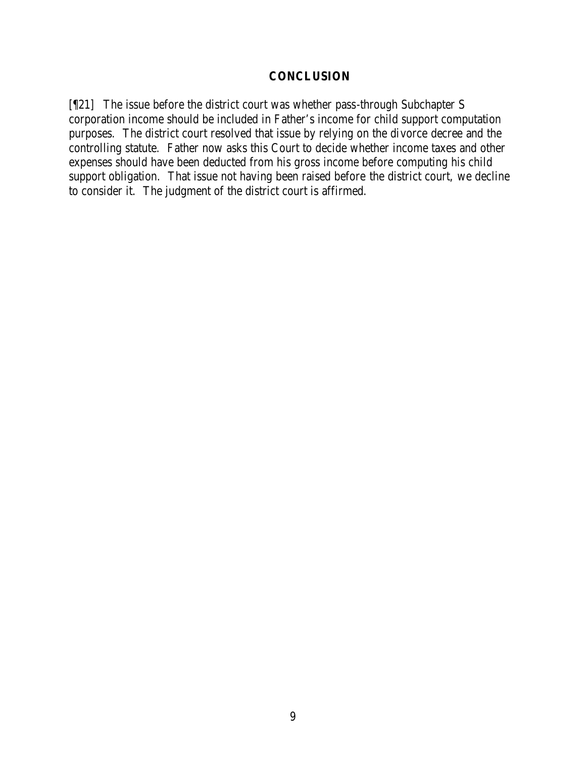## CONCLUSION

[¶21] The issue before the district court was whether pass-through Subchapter S corporation income should be included in Father's income for child support computation purposes. The district court resolved that issue by relying on the divorce decree and the controlling statute. Father now asks this Court to decide whether income taxes and other expenses should have been deducted from his gross income before computing his child support obligation. That issue not having been raised before the district court, we decline to consider it. The judgment of the district court is affirmed.